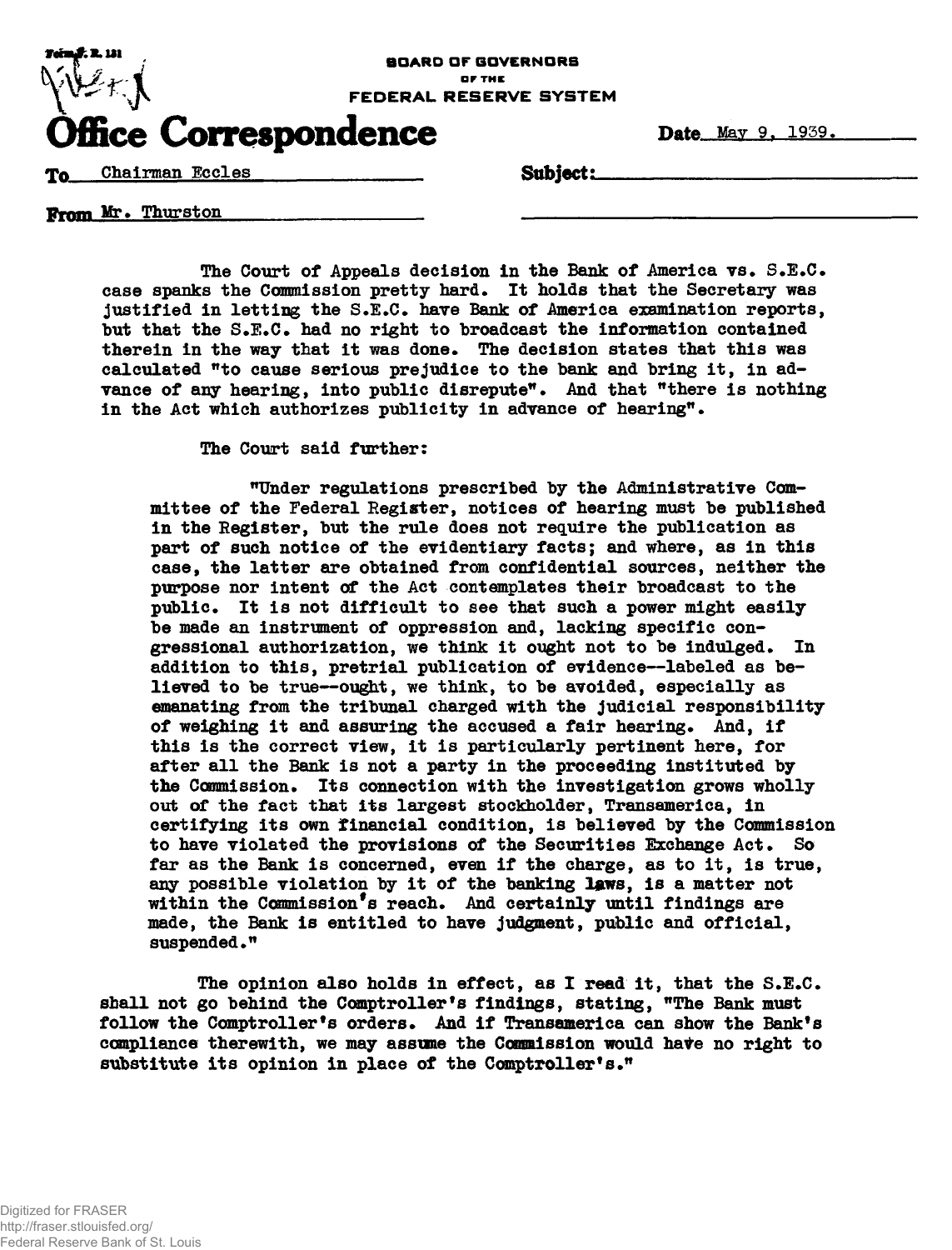Form F. R. 131

BOARD OF GOVERNORS OF THE FEDERAL RESERVE SYSTEM

# Office Correspondence

Date May 9, 1939.

To Chairman Eccles

Subject:

From Mr. Thurston

The Court of Appeals decision in the Bank of America vs. S.E.C. case spanks the Commission pretty hard. It holds that the Secretary was justified in letting the S.E.C. have Bank of America examination reports, but that the S.E.C. had no right to broadcast the information contained therein in the way that it was done. The decision states that this was calculated "to cause serious prejudice to the bank and bring it, in advance of any hearing, into public disrepute". And that "there is nothing in the Act which authorizes publicity in advance of hearing".

The Court said further:

> "Under regulations prescribed by the Administrative Committee of the Federal Register, notices of hearing must be published in the Register, but the rule does not require the publication as part of such notice of the evidentiary facts; and where, as in this case, the latter are obtained from confidential sources, neither the purpose nor intent of the Act contemplates their broadcast to the public. It is not difficult to see that such a power might easily be made an instrument of oppression and, lacking specific congressional authorization, we think it ought not to be indulged. In addition to this, pretrial publication of evidence--labeled as believed to be true--ought, we think, to be avoided, especially as emanating from the tribunal charged with the judicial responsibility of weighing it and assuring the accused a fair hearing. And, if this is the correct view, it is particularly pertinent here, for after all the Bank is not a party in the proceeding instituted by the Commission. Its connection with the investigation grows wholly out of the fact that its largest stockholder, Transamerica, in certifying its own financial condition, is believed by the Commission to have violated the provisions of the Securities Exchange Act. So far as the Bank is concerned, even if the charge, as to it, is true, any possible violation by it of the banking laws, is a matter not within the Commission's reach. And certainly until findings are made, the Bank is entitled to have judgment, public and official, suspended."

The opinion also holds in effect, as I read it, that the S.E.C. shall not go behind the Comptroller's findings, stating, "The Bank must follow the Comptroller's orders. And if Transamerica can show the Bank's compliance therewith, we may assume the Commission would have no right to substitute its opinion in place of the Comptroller's."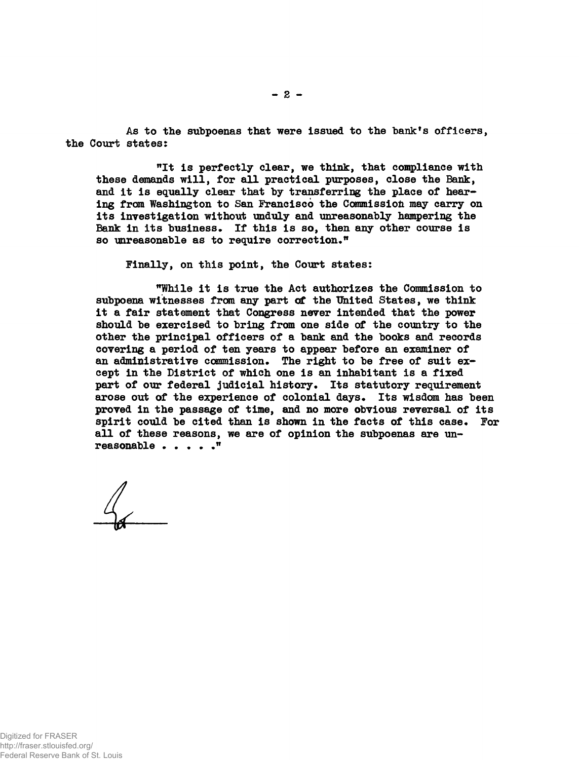As to the subpoenas that were issued to the bank's officers, the Court states:

> "It is perfectly clear, we think, that compliance with these demands will, for all practical purposes, close the Bank, and it is equally clear that by transferring the place of hearing from Washington to San Francisco the Commission may carry on its investigation without unduly and unreasonably hampering the Bank in its business. If this is so, then any other course is so unreasonable as to require correction."

Finally, on this point, the Court states:

> "While it is true the Act authorizes the Commission to subpoena witnesses from any part of the United States, we think it a fair statement that Congress never intended that the power should be exercised to bring from one side of the country to the other the principal officers of a bank and the books and records covering a period of ten years to appear before an examiner of an administrative commission. The right to be free of suit except in the District of which one is an inhabitant is a fixed part of our federal judicial history. Its statutory requirement arose out of the experience of colonial days. Its wisdom has been proved in the passage of time, and no more obvious reversal of its spirit could be cited than is shown in the facts of this case. For all of these reasons, we are of opinion the subpoenas are unreasonable . . . . ."